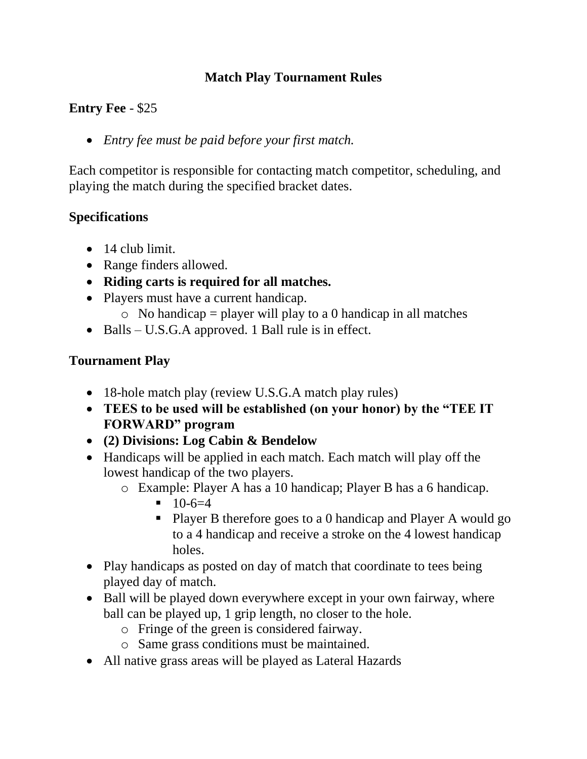# Match Play Tournament Rules

**Entry Fee** - $25

- *Entry fee must be paid before your first match.*

Each competitor is responsible for contacting match competitor, scheduling, and playing the match during the specified bracket dates.

## Specifications

- 14 club limit.
- Range finders allowed.
- **Riding carts is required for all matches.**
- Players must have a current handicap.
    - No handicap = player will play to a 0 handicap in all matches
- Balls – U.S.G.A approved. 1 Ball rule is in effect.

## Tournament Play

- 18-hole match play (review U.S.G.A match play rules)
- **TEES to be used will be established (on your honor) by the "TEE IT FORWARD" program**
- **(2) Divisions: Log Cabin & Bendelow**
- Handicaps will be applied in each match. Each match will play off the lowest handicap of the two players.
    - Example: Player A has a 10 handicap; Player B has a 6 handicap.
        - 10-6=4
        - Player B therefore goes to a 0 handicap and Player A would go to a 4 handicap and receive a stroke on the 4 lowest handicap holes.
- Play handicaps as posted on day of match that coordinate to tees being played day of match.
- Ball will be played down everywhere except in your own fairway, where ball can be played up, 1 grip length, no closer to the hole.
    - Fringe of the green is considered fairway.
    - Same grass conditions must be maintained.
- All native grass areas will be played as Lateral Hazards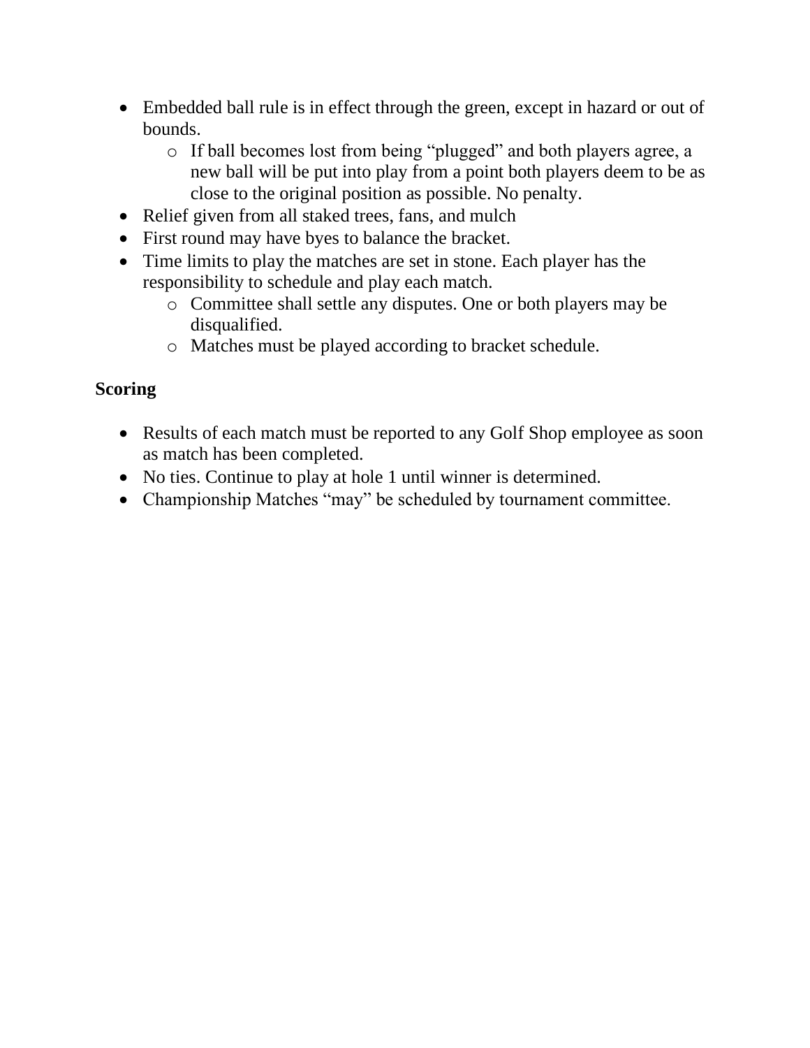- Embedded ball rule is in effect through the green, except in hazard or out of bounds.
    - If ball becomes lost from being "plugged" and both players agree, a new ball will be put into play from a point both players deem to be as close to the original position as possible. No penalty.
- Relief given from all staked trees, fans, and mulch
- First round may have byes to balance the bracket.
- Time limits to play the matches are set in stone. Each player has the responsibility to schedule and play each match.
    - Committee shall settle any disputes. One or both players may be disqualified.
    - Matches must be played according to bracket schedule.

**Scoring**

- Results of each match must be reported to any Golf Shop employee as soon as match has been completed.
- No ties. Continue to play at hole 1 until winner is determined.
- Championship Matches "may" be scheduled by tournament committee.